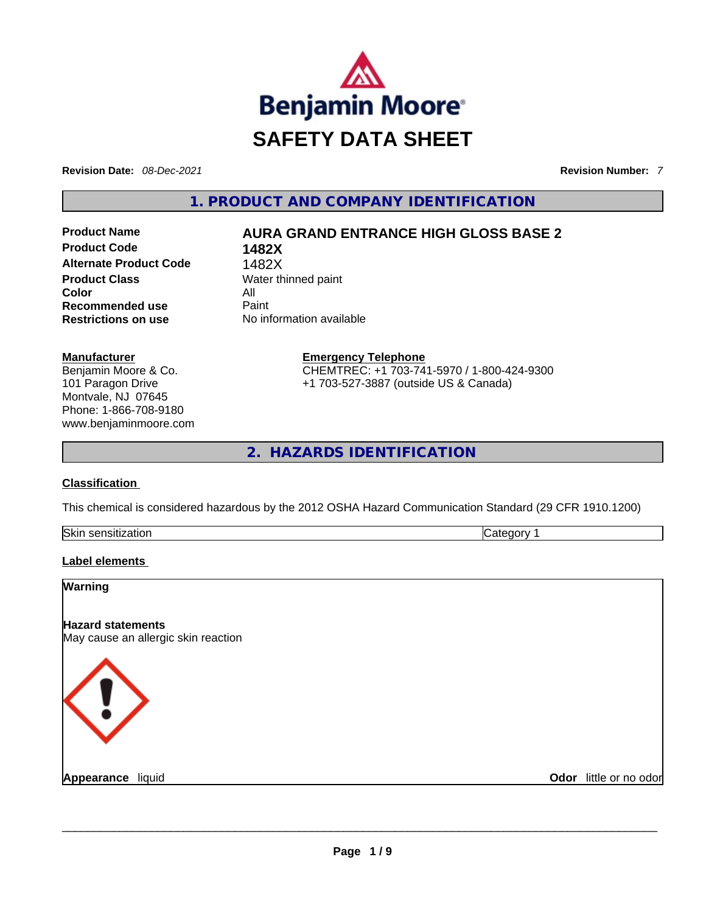Benjamin Moore

# SAFETY DATA SHEET

**Revision Date:** *08-Dec-2021* **Revision Number:** *7*

## 1. PRODUCT AND COMPANY IDENTIFICATION

| | |
|---|---|
| **Product Name** | **AURA GRAND ENTRANCE HIGH GLOSS BASE 2** |
| **Product Code** | **1482X** |
| **Alternate Product Code** | 1482X |
| **Product Class** | Water thinned paint |
| **Color** | All |
| **Recommended use** | Paint |
| **Restrictions on use** | No information available |

**Manufacturer**
Benjamin Moore & Co.
101 Paragon Drive
Montvale, NJ 07645
Phone: 1-866-708-9180
www.benjaminmoore.com

**Emergency Telephone**
CHEMTREC: +1 703-741-5970 / 1-800-424-9300
+1 703-527-3887 (outside US & Canada)

## 2. HAZARDS IDENTIFICATION

**Classification**

This chemical is considered hazardous by the 2012 OSHA Hazard Communication Standard (29 CFR 1910.1200)

| Skin sensitization | Category 1 |
|---|---|

**Label elements**

**Warning**

**Hazard statements**
May cause an allergic skin reaction

**Appearance** liquid **Odor** little or no odor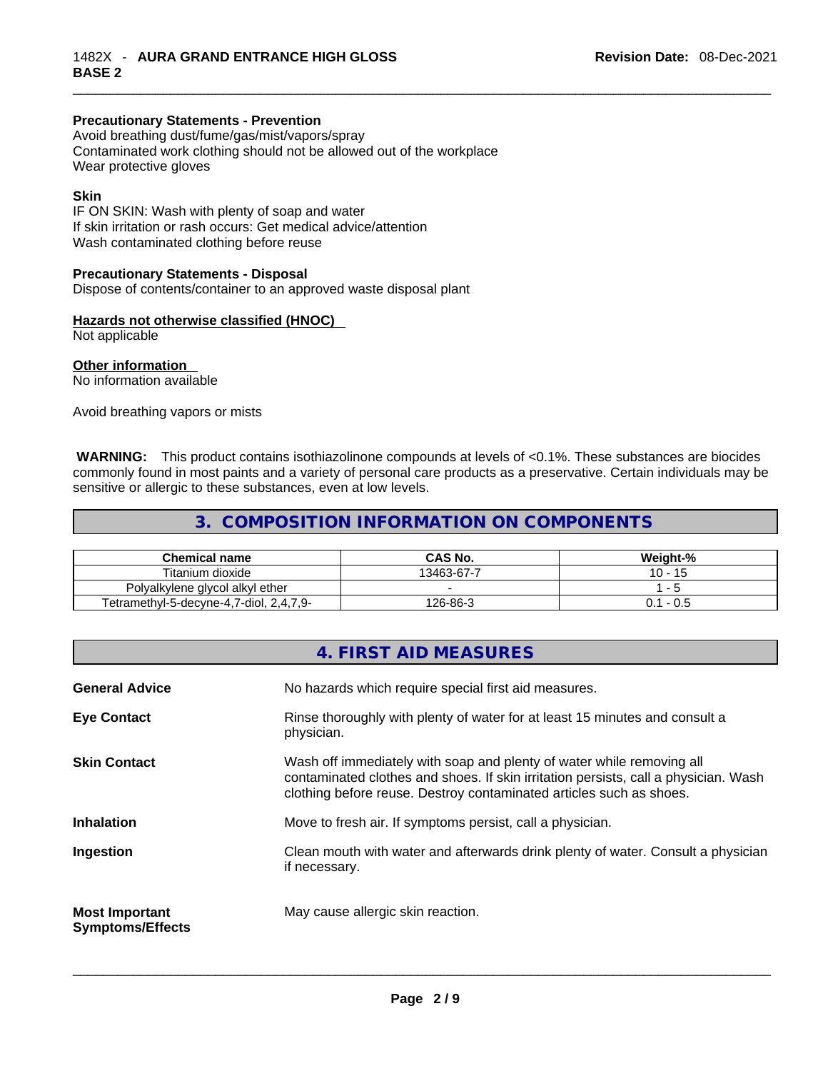**Precautionary Statements - Prevention**
Avoid breathing dust/fume/gas/mist/vapors/spray
Contaminated work clothing should not be allowed out of the workplace
Wear protective gloves

**Skin**
IF ON SKIN: Wash with plenty of soap and water
If skin irritation or rash occurs: Get medical advice/attention
Wash contaminated clothing before reuse

**Precautionary Statements - Disposal**
Dispose of contents/container to an approved waste disposal plant

**Hazards not otherwise classified (HNOC)**
Not applicable

**Other information**
No information available

Avoid breathing vapors or mists

**WARNING:** This product contains isothiazolinone compounds at levels of <0.1%. These substances are biocides commonly found in most paints and a variety of personal care products as a preservative. Certain individuals may be sensitive or allergic to these substances, even at low levels.

## 3. COMPOSITION INFORMATION ON COMPONENTS

| Chemical name | CAS No. | Weight-% |
|---|---|---|
| Titanium dioxide | 13463-67-7 | 10 - 15 |
| Polyalkylene glycol alkyl ether | - | 1 - 5 |
| Tetramethyl-5-decyne-4,7-diol, 2,4,7,9- | 126-86-3 | 0.1 - 0.5 |

## 4. FIRST AID MEASURES

**General Advice** No hazards which require special first aid measures.

**Eye Contact** Rinse thoroughly with plenty of water for at least 15 minutes and consult a physician.

**Skin Contact** Wash off immediately with soap and plenty of water while removing all contaminated clothes and shoes. If skin irritation persists, call a physician. Wash clothing before reuse. Destroy contaminated articles such as shoes.

**Inhalation** Move to fresh air. If symptoms persist, call a physician.

**Ingestion** Clean mouth with water and afterwards drink plenty of water. Consult a physician if necessary.

**Most Important Symptoms/Effects** May cause allergic skin reaction.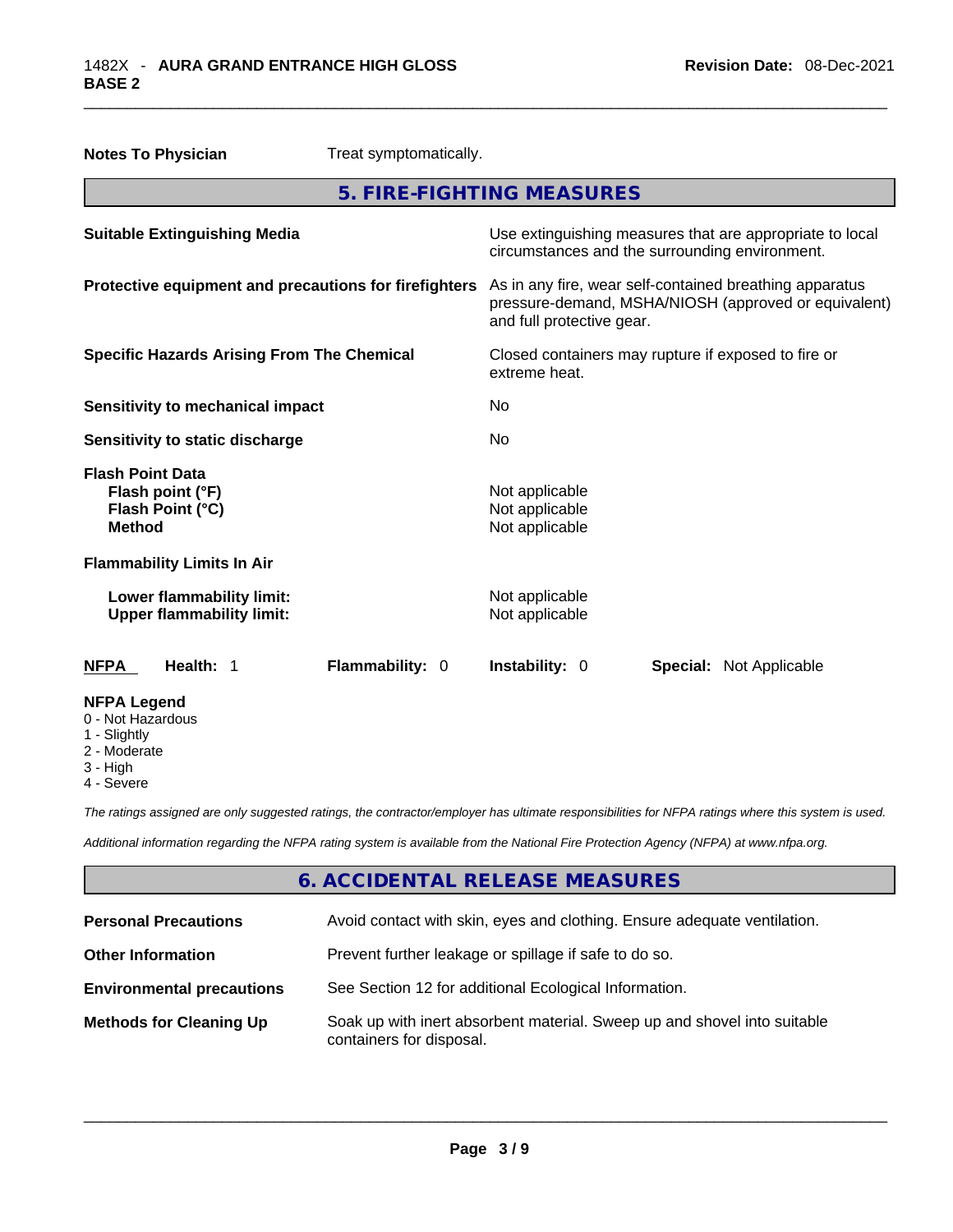**Notes To Physician** Treat symptomatically.

## 5. FIRE-FIGHTING MEASURES

| | |
|---|---|
| **Suitable Extinguishing Media** | Use extinguishing measures that are appropriate to local circumstances and the surrounding environment. |
| **Protective equipment and precautions for firefighters** | As in any fire, wear self-contained breathing apparatus pressure-demand, MSHA/NIOSH (approved or equivalent) and full protective gear. |
| **Specific Hazards Arising From The Chemical** | Closed containers may rupture if exposed to fire or extreme heat. |
| **Sensitivity to mechanical impact** | No |
| **Sensitivity to static discharge** | No |

**Flash Point Data**

| | |
|---|---|
| **Flash point (°F)** | Not applicable |
| **Flash Point (°C)** | Not applicable |
| **Method** | Not applicable |

**Flammability Limits In Air**

| | |
|---|---|
| **Lower flammability limit:** | Not applicable |
| **Upper flammability limit:** | Not applicable |

| **NFPA** | **Health:** 1 | **Flammability:** 0 | **Instability:** 0 | **Special:** Not Applicable |
|---|---|---|---|---|

**NFPA Legend**
- 0 - Not Hazardous
- 1 - Slightly
- 2 - Moderate
- 3 - High
- 4 - Severe

*The ratings assigned are only suggested ratings, the contractor/employer has ultimate responsibilities for NFPA ratings where this system is used.*

*Additional information regarding the NFPA rating system is available from the National Fire Protection Agency (NFPA) at www.nfpa.org.*

## 6. ACCIDENTAL RELEASE MEASURES

| | |
|---|---|
| **Personal Precautions** | Avoid contact with skin, eyes and clothing. Ensure adequate ventilation. |
| **Other Information** | Prevent further leakage or spillage if safe to do so. |
| **Environmental precautions** | See Section 12 for additional Ecological Information. |
| **Methods for Cleaning Up** | Soak up with inert absorbent material. Sweep up and shovel into suitable containers for disposal. |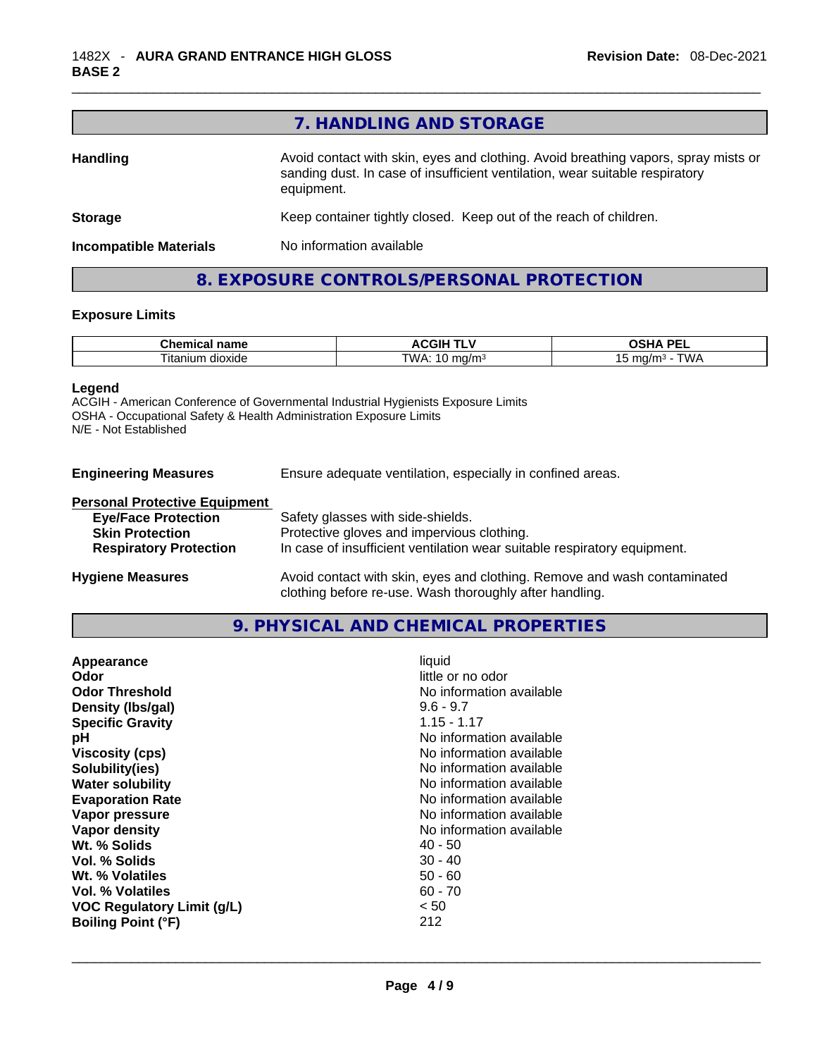## 7. HANDLING AND STORAGE

**Handling** Avoid contact with skin, eyes and clothing. Avoid breathing vapors, spray mists or sanding dust. In case of insufficient ventilation, wear suitable respiratory equipment.

**Storage** Keep container tightly closed. Keep out of the reach of children.

**Incompatible Materials** No information available

## 8. EXPOSURE CONTROLS/PERSONAL PROTECTION

### Exposure Limits

| Chemical name | ACGIH TLV | OSHA PEL |
|---|---|---|
| Titanium dioxide | TWA: 10 mg/m³ | 15 mg/m³ - TWA |

**Legend**
ACGIH - American Conference of Governmental Industrial Hygienists Exposure Limits
OSHA - Occupational Safety & Health Administration Exposure Limits
N/E - Not Established

**Engineering Measures** Ensure adequate ventilation, especially in confined areas.

**Personal Protective Equipment**

- **Eye/Face Protection** Safety glasses with side-shields.
- **Skin Protection** Protective gloves and impervious clothing.
- **Respiratory Protection** In case of insufficient ventilation wear suitable respiratory equipment.

**Hygiene Measures** Avoid contact with skin, eyes and clothing. Remove and wash contaminated clothing before re-use. Wash thoroughly after handling.

## 9. PHYSICAL AND CHEMICAL PROPERTIES

| | |
|---|---|
| **Appearance** | liquid |
| **Odor** | little or no odor |
| **Odor Threshold** | No information available |
| **Density (lbs/gal)** | 9.6 - 9.7 |
| **Specific Gravity** | 1.15 - 1.17 |
| **pH** | No information available |
| **Viscosity (cps)** | No information available |
| **Solubility(ies)** | No information available |
| **Water solubility** | No information available |
| **Evaporation Rate** | No information available |
| **Vapor pressure** | No information available |
| **Vapor density** | No information available |
| **Wt. % Solids** | 40 - 50 |
| **Vol. % Solids** | 30 - 40 |
| **Wt. % Volatiles** | 50 - 60 |
| **Vol. % Volatiles** | 60 - 70 |
| **VOC Regulatory Limit (g/L)** | < 50 |
| **Boiling Point (°F)** | 212 |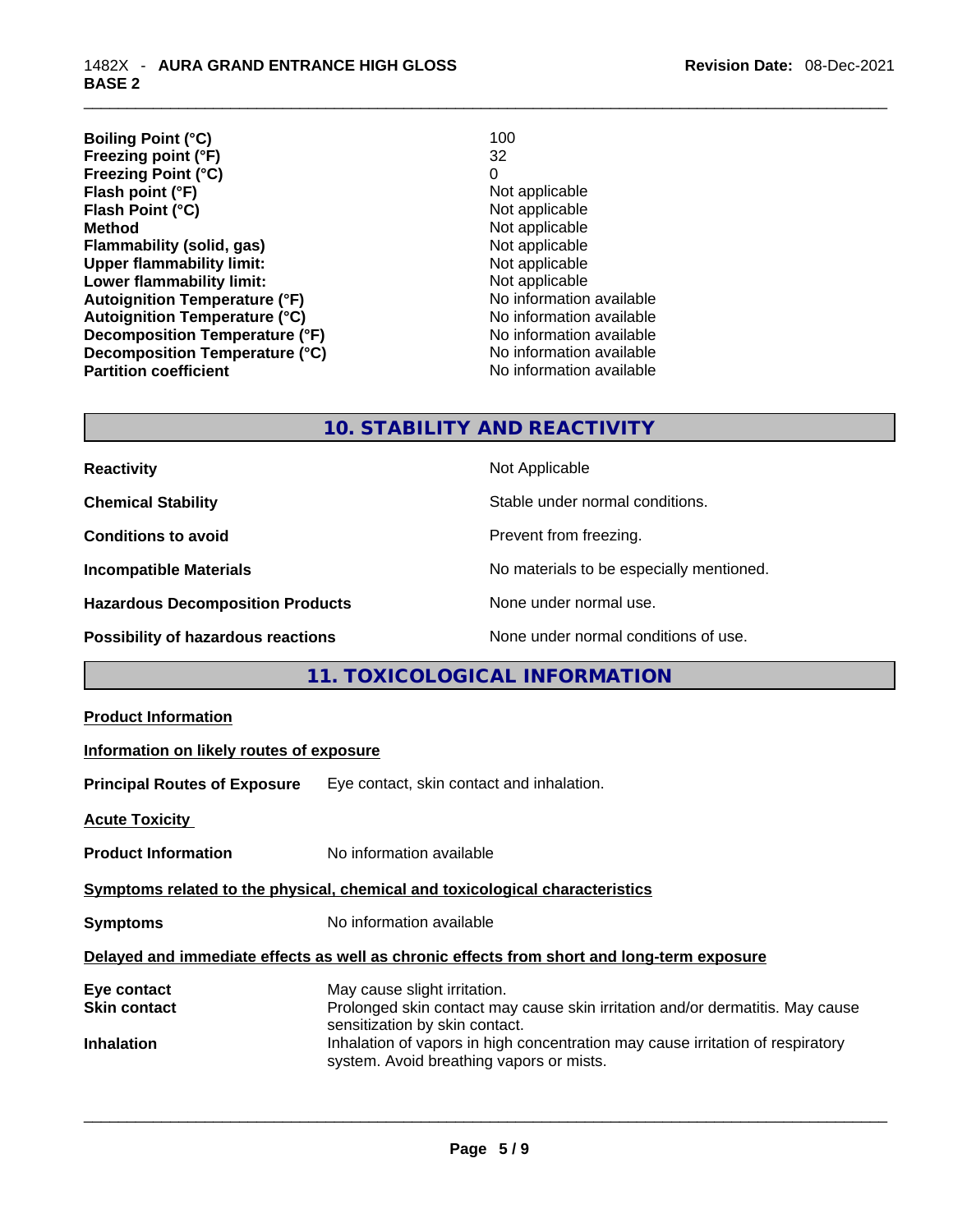| | |
|---|---|
| **Boiling Point (°C)** | 100 |
| **Freezing point (°F)** | 32 |
| **Freezing Point (°C)** | 0 |
| **Flash point (°F)** | Not applicable |
| **Flash Point (°C)** | Not applicable |
| **Method** | Not applicable |
| **Flammability (solid, gas)** | Not applicable |
| **Upper flammability limit:** | Not applicable |
| **Lower flammability limit:** | Not applicable |
| **Autoignition Temperature (°F)** | No information available |
| **Autoignition Temperature (°C)** | No information available |
| **Decomposition Temperature (°F)** | No information available |
| **Decomposition Temperature (°C)** | No information available |
| **Partition coefficient** | No information available |

## 10. STABILITY AND REACTIVITY

| | |
|---|---|
| **Reactivity** | Not Applicable |
| **Chemical Stability** | Stable under normal conditions. |
| **Conditions to avoid** | Prevent from freezing. |
| **Incompatible Materials** | No materials to be especially mentioned. |
| **Hazardous Decomposition Products** | None under normal use. |
| **Possibility of hazardous reactions** | None under normal conditions of use. |

## 11. TOXICOLOGICAL INFORMATION

**Product Information**

**Information on likely routes of exposure**

**Principal Routes of Exposure** Eye contact, skin contact and inhalation.

**Acute Toxicity**

**Product Information** No information available

**Symptoms related to the physical, chemical and toxicological characteristics**

**Symptoms** No information available

**Delayed and immediate effects as well as chronic effects from short and long-term exposure**

| | |
|---|---|
| **Eye contact** | May cause slight irritation. |
| **Skin contact** | Prolonged skin contact may cause skin irritation and/or dermatitis. May cause sensitization by skin contact. |
| **Inhalation** | Inhalation of vapors in high concentration may cause irritation of respiratory system. Avoid breathing vapors or mists. |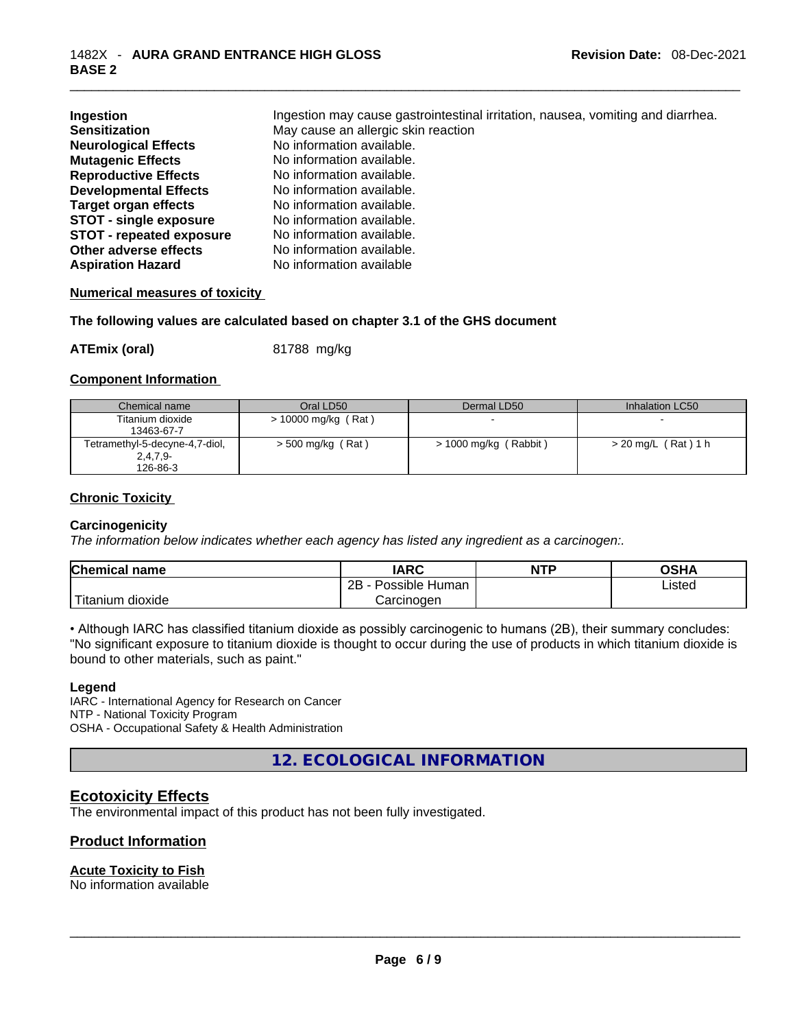| | |
|---|---|
| **Ingestion** | Ingestion may cause gastrointestinal irritation, nausea, vomiting and diarrhea. |
| **Sensitization** | May cause an allergic skin reaction |
| **Neurological Effects** | No information available. |
| **Mutagenic Effects** | No information available. |
| **Reproductive Effects** | No information available. |
| **Developmental Effects** | No information available. |
| **Target organ effects** | No information available. |
| **STOT - single exposure** | No information available. |
| **STOT - repeated exposure** | No information available. |
| **Other adverse effects** | No information available. |
| **Aspiration Hazard** | No information available |

**Numerical measures of toxicity**

**The following values are calculated based on chapter 3.1 of the GHS document**

**ATEmix (oral)** 81788 mg/kg

**Component Information**

| Chemical name | Oral LD50 | Dermal LD50 | Inhalation LC50 |
|---|---|---|---|
| Titanium dioxide<br>13463-67-7 | > 10000 mg/kg ( Rat ) | - | - |
| Tetramethyl-5-decyne-4,7-diol, 2,4,7,9-<br>126-86-3 | > 500 mg/kg ( Rat ) | > 1000 mg/kg ( Rabbit ) | > 20 mg/L ( Rat ) 1 h |

**Chronic Toxicity**

**Carcinogenicity**

*The information below indicates whether each agency has listed any ingredient as a carcinogen:.*

| Chemical name | IARC | NTP | OSHA |
|---|---|---|---|
| Titanium dioxide | 2B - Possible Human Carcinogen | | Listed |

• Although IARC has classified titanium dioxide as possibly carcinogenic to humans (2B), their summary concludes: "No significant exposure to titanium dioxide is thought to occur during the use of products in which titanium dioxide is bound to other materials, such as paint."

**Legend**

IARC - International Agency for Research on Cancer
NTP - National Toxicity Program
OSHA - Occupational Safety & Health Administration

# 12. ECOLOGICAL INFORMATION

## Ecotoxicity Effects

The environmental impact of this product has not been fully investigated.

## Product Information

**Acute Toxicity to Fish**

No information available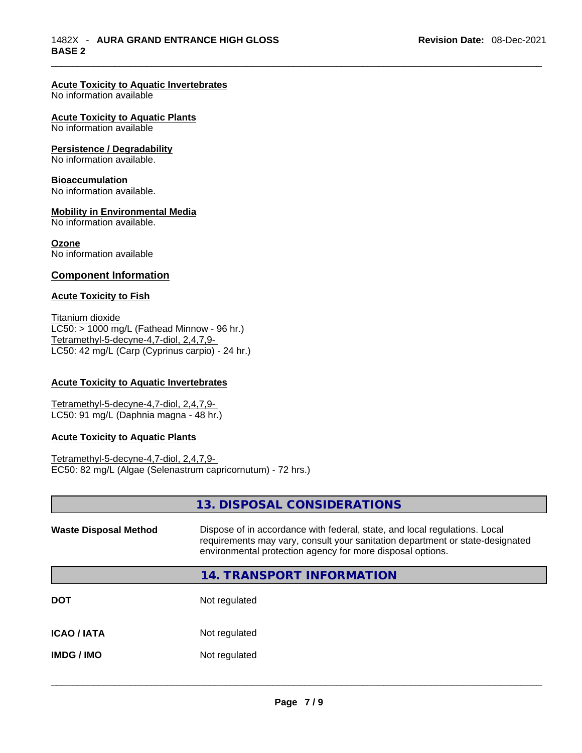### Acute Toxicity to Aquatic Invertebrates

No information available

### Acute Toxicity to Aquatic Plants

No information available

### Persistence / Degradability

No information available.

### Bioaccumulation

No information available.

### Mobility in Environmental Media

No information available.

### Ozone

No information available

## Component Information

### Acute Toxicity to Fish

Titanium dioxide
LC50: > 1000 mg/L (Fathead Minnow - 96 hr.)
Tetramethyl-5-decyne-4,7-diol, 2,4,7,9-
LC50: 42 mg/L (Carp (Cyprinus carpio) - 24 hr.)

### Acute Toxicity to Aquatic Invertebrates

Tetramethyl-5-decyne-4,7-diol, 2,4,7,9-
LC50: 91 mg/L (Daphnia magna - 48 hr.)

### Acute Toxicity to Aquatic Plants

Tetramethyl-5-decyne-4,7-diol, 2,4,7,9-
EC50: 82 mg/L (Algae (Selenastrum capricornutum) - 72 hrs.)

## 13. DISPOSAL CONSIDERATIONS

**Waste Disposal Method** Dispose of in accordance with federal, state, and local regulations. Local requirements may vary, consult your sanitation department or state-designated environmental protection agency for more disposal options.

## 14. TRANSPORT INFORMATION

| | |
|---|---|
| **DOT** | Not regulated |
| **ICAO / IATA** | Not regulated |
| **IMDG / IMO** | Not regulated |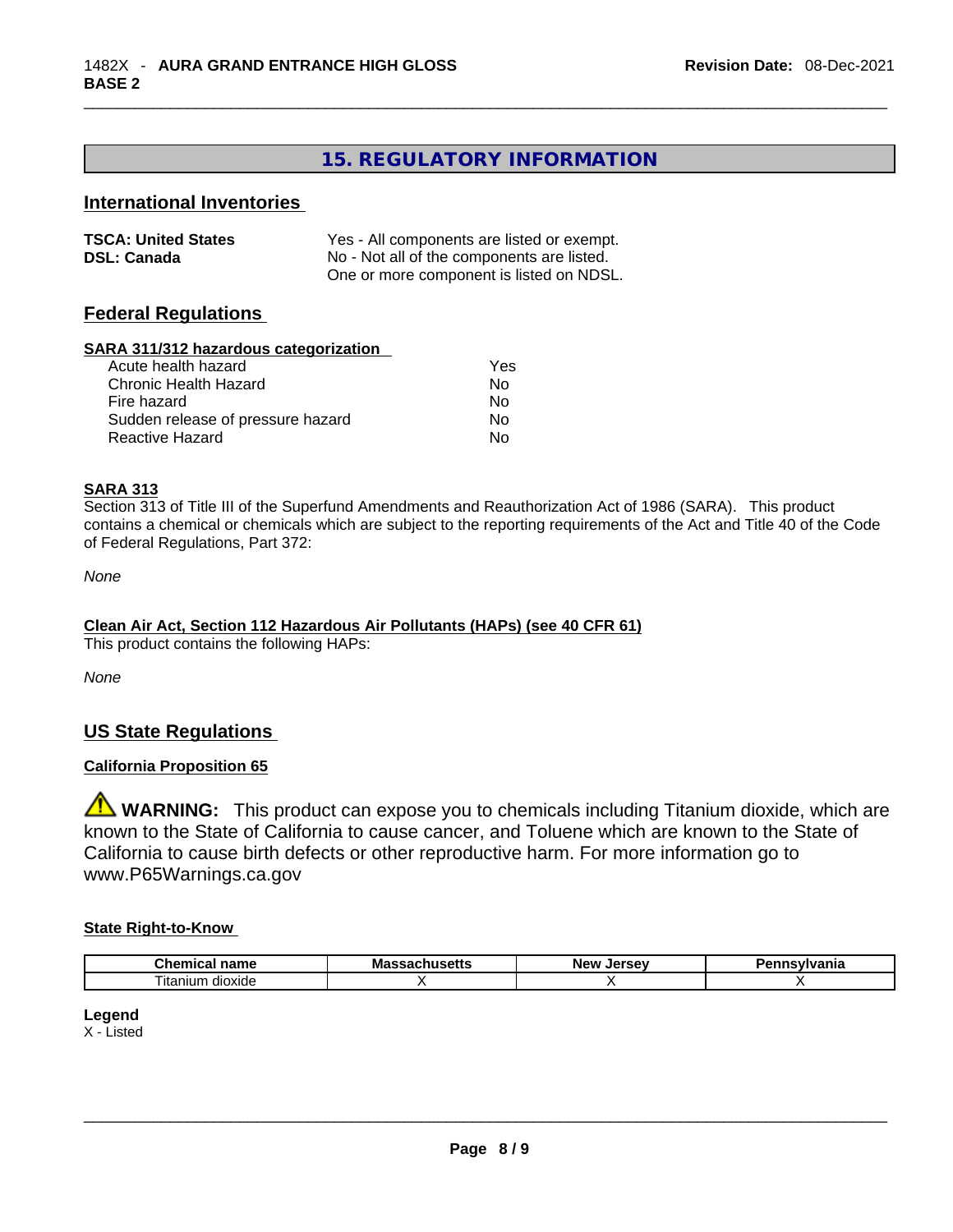## 15. REGULATORY INFORMATION

### International Inventories

| | |
|---|---|
| **TSCA: United States** | Yes - All components are listed or exempt. |
| **DSL: Canada** | No - Not all of the components are listed.<br>One or more component is listed on NDSL. |

### Federal Regulations

**SARA 311/312 hazardous categorization**

| | |
|---|---|
| Acute health hazard | Yes |
| Chronic Health Hazard | No |
| Fire hazard | No |
| Sudden release of pressure hazard | No |
| Reactive Hazard | No |

**SARA 313**

Section 313 of Title III of the Superfund Amendments and Reauthorization Act of 1986 (SARA). This product contains a chemical or chemicals which are subject to the reporting requirements of the Act and Title 40 of the Code of Federal Regulations, Part 372:

*None*

**Clean Air Act, Section 112 Hazardous Air Pollutants (HAPs) (see 40 CFR 61)**

This product contains the following HAPs:

*None*

### US State Regulations

**California Proposition 65**

⚠ **WARNING:** This product can expose you to chemicals including Titanium dioxide, which are known to the State of California to cause cancer, and Toluene which are known to the State of California to cause birth defects or other reproductive harm. For more information go to www.P65Warnings.ca.gov

**State Right-to-Know**

| Chemical name | Massachusetts | New Jersey | Pennsylvania |
|---|---|---|---|
| Titanium dioxide | X | X | X |

**Legend**

X - Listed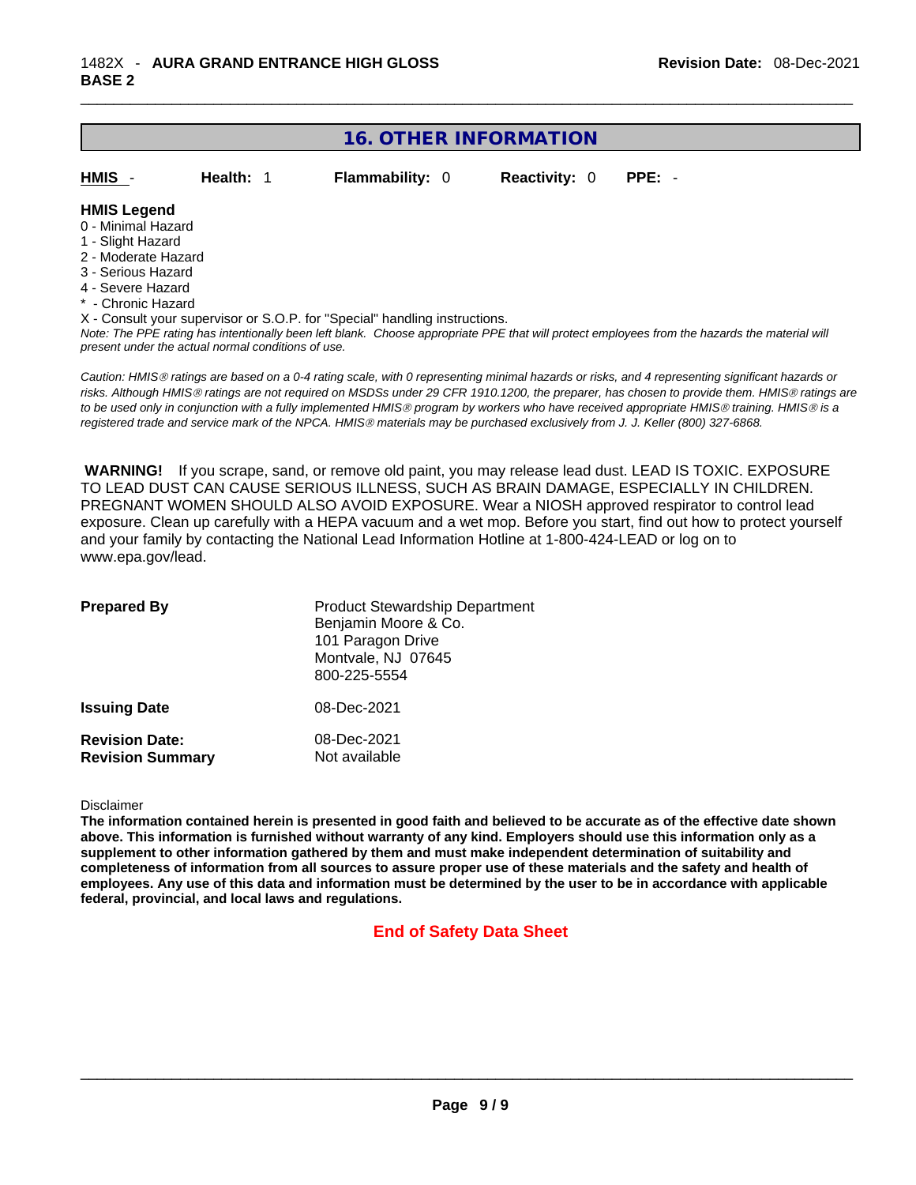## 16. OTHER INFORMATION

| HMIS - | Health: 1 | Flammability: 0 | Reactivity: 0 | PPE: - |
|---|---|---|---|---|

**HMIS Legend**

0 - Minimal Hazard
1 - Slight Hazard
2 - Moderate Hazard
3 - Serious Hazard
4 - Severe Hazard
* - Chronic Hazard
X - Consult your supervisor or S.O.P. for "Special" handling instructions.

*Note: The PPE rating has intentionally been left blank. Choose appropriate PPE that will protect employees from the hazards the material will present under the actual normal conditions of use.*

*Caution: HMIS® ratings are based on a 0-4 rating scale, with 0 representing minimal hazards or risks, and 4 representing significant hazards or risks. Although HMIS® ratings are not required on MSDSs under 29 CFR 1910.1200, the preparer, has chosen to provide them. HMIS® ratings are to be used only in conjunction with a fully implemented HMIS® program by workers who have received appropriate HMIS® training. HMIS® is a registered trade and service mark of the NPCA. HMIS® materials may be purchased exclusively from J. J. Keller (800) 327-6868.*

**WARNING!** If you scrape, sand, or remove old paint, you may release lead dust. LEAD IS TOXIC. EXPOSURE TO LEAD DUST CAN CAUSE SERIOUS ILLNESS, SUCH AS BRAIN DAMAGE, ESPECIALLY IN CHILDREN. PREGNANT WOMEN SHOULD ALSO AVOID EXPOSURE. Wear a NIOSH approved respirator to control lead exposure. Clean up carefully with a HEPA vacuum and a wet mop. Before you start, find out how to protect yourself and your family by contacting the National Lead Information Hotline at 1-800-424-LEAD or log on to www.epa.gov/lead.

| | |
|---|---|
| **Prepared By** | Product Stewardship Department<br>Benjamin Moore & Co.<br>101 Paragon Drive<br>Montvale, NJ 07645<br>800-225-5554 |
| **Issuing Date** | 08-Dec-2021 |
| **Revision Date:** | 08-Dec-2021 |
| **Revision Summary** | Not available |

Disclaimer

**The information contained herein is presented in good faith and believed to be accurate as of the effective date shown above. This information is furnished without warranty of any kind. Employers should use this information only as a supplement to other information gathered by them and must make independent determination of suitability and completeness of information from all sources to assure proper use of these materials and the safety and health of employees. Any use of this data and information must be determined by the user to be in accordance with applicable federal, provincial, and local laws and regulations.**

**End of Safety Data Sheet**